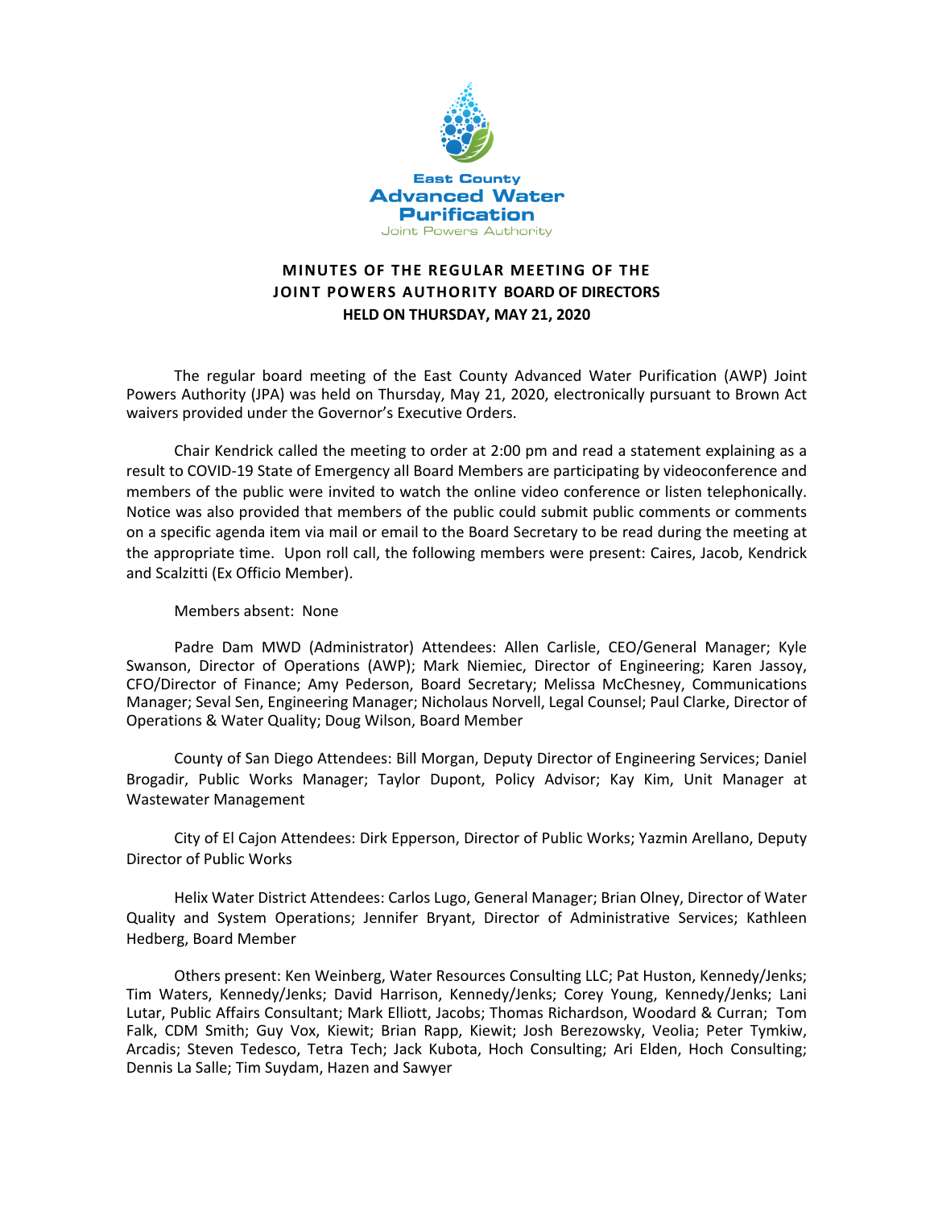East County
**Advanced Water Purification**
Joint Powers Authority

# MINUTES OF THE REGULAR MEETING OF THE JOINT POWERS AUTHORITY BOARD OF DIRECTORS HELD ON THURSDAY, MAY 21, 2020

The regular board meeting of the East County Advanced Water Purification (AWP) Joint Powers Authority (JPA) was held on Thursday, May 21, 2020, electronically pursuant to Brown Act waivers provided under the Governor's Executive Orders.

Chair Kendrick called the meeting to order at 2:00 pm and read a statement explaining as a result to COVID-19 State of Emergency all Board Members are participating by videoconference and members of the public were invited to watch the online video conference or listen telephonically. Notice was also provided that members of the public could submit public comments or comments on a specific agenda item via mail or email to the Board Secretary to be read during the meeting at the appropriate time. Upon roll call, the following members were present: Caires, Jacob, Kendrick and Scalzitti (Ex Officio Member).

Members absent: None

Padre Dam MWD (Administrator) Attendees: Allen Carlisle, CEO/General Manager; Kyle Swanson, Director of Operations (AWP); Mark Niemiec, Director of Engineering; Karen Jassoy, CFO/Director of Finance; Amy Pederson, Board Secretary; Melissa McChesney, Communications Manager; Seval Sen, Engineering Manager; Nicholaus Norvell, Legal Counsel; Paul Clarke, Director of Operations & Water Quality; Doug Wilson, Board Member

County of San Diego Attendees: Bill Morgan, Deputy Director of Engineering Services; Daniel Brogadir, Public Works Manager; Taylor Dupont, Policy Advisor; Kay Kim, Unit Manager at Wastewater Management

City of El Cajon Attendees: Dirk Epperson, Director of Public Works; Yazmin Arellano, Deputy Director of Public Works

Helix Water District Attendees: Carlos Lugo, General Manager; Brian Olney, Director of Water Quality and System Operations; Jennifer Bryant, Director of Administrative Services; Kathleen Hedberg, Board Member

Others present: Ken Weinberg, Water Resources Consulting LLC; Pat Huston, Kennedy/Jenks; Tim Waters, Kennedy/Jenks; David Harrison, Kennedy/Jenks; Corey Young, Kennedy/Jenks; Lani Lutar, Public Affairs Consultant; Mark Elliott, Jacobs; Thomas Richardson, Woodard & Curran; Tom Falk, CDM Smith; Guy Vox, Kiewit; Brian Rapp, Kiewit; Josh Berezowsky, Veolia; Peter Tymkiw, Arcadis; Steven Tedesco, Tetra Tech; Jack Kubota, Hoch Consulting; Ari Elden, Hoch Consulting; Dennis La Salle; Tim Suydam, Hazen and Sawyer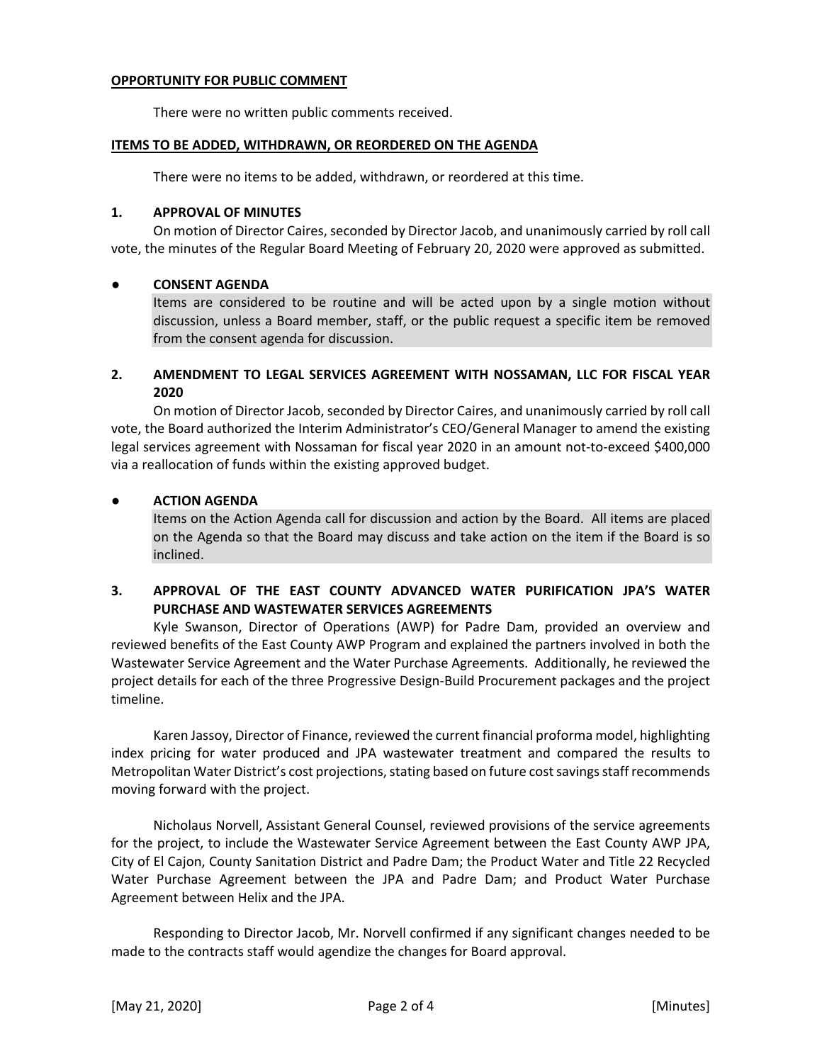**OPPORTUNITY FOR PUBLIC COMMENT**

There were no written public comments received.

**ITEMS TO BE ADDED, WITHDRAWN, OR REORDERED ON THE AGENDA**

There were no items to be added, withdrawn, or reordered at this time.

**1. APPROVAL OF MINUTES**

On motion of Director Caires, seconded by Director Jacob, and unanimously carried by roll call vote, the minutes of the Regular Board Meeting of February 20, 2020 were approved as submitted.

**● CONSENT AGENDA**

Items are considered to be routine and will be acted upon by a single motion without discussion, unless a Board member, staff, or the public request a specific item be removed from the consent agenda for discussion.

**2. AMENDMENT TO LEGAL SERVICES AGREEMENT WITH NOSSAMAN, LLC FOR FISCAL YEAR 2020**

On motion of Director Jacob, seconded by Director Caires, and unanimously carried by roll call vote, the Board authorized the Interim Administrator's CEO/General Manager to amend the existing legal services agreement with Nossaman for fiscal year 2020 in an amount not-to-exceed $400,000 via a reallocation of funds within the existing approved budget.

**● ACTION AGENDA**

Items on the Action Agenda call for discussion and action by the Board. All items are placed on the Agenda so that the Board may discuss and take action on the item if the Board is so inclined.

**3. APPROVAL OF THE EAST COUNTY ADVANCED WATER PURIFICATION JPA'S WATER PURCHASE AND WASTEWATER SERVICES AGREEMENTS**

Kyle Swanson, Director of Operations (AWP) for Padre Dam, provided an overview and reviewed benefits of the East County AWP Program and explained the partners involved in both the Wastewater Service Agreement and the Water Purchase Agreements. Additionally, he reviewed the project details for each of the three Progressive Design-Build Procurement packages and the project timeline.

Karen Jassoy, Director of Finance, reviewed the current financial proforma model, highlighting index pricing for water produced and JPA wastewater treatment and compared the results to Metropolitan Water District's cost projections, stating based on future cost savings staff recommends moving forward with the project.

Nicholaus Norvell, Assistant General Counsel, reviewed provisions of the service agreements for the project, to include the Wastewater Service Agreement between the East County AWP JPA, City of El Cajon, County Sanitation District and Padre Dam; the Product Water and Title 22 Recycled Water Purchase Agreement between the JPA and Padre Dam; and Product Water Purchase Agreement between Helix and the JPA.

Responding to Director Jacob, Mr. Norvell confirmed if any significant changes needed to be made to the contracts staff would agendize the changes for Board approval.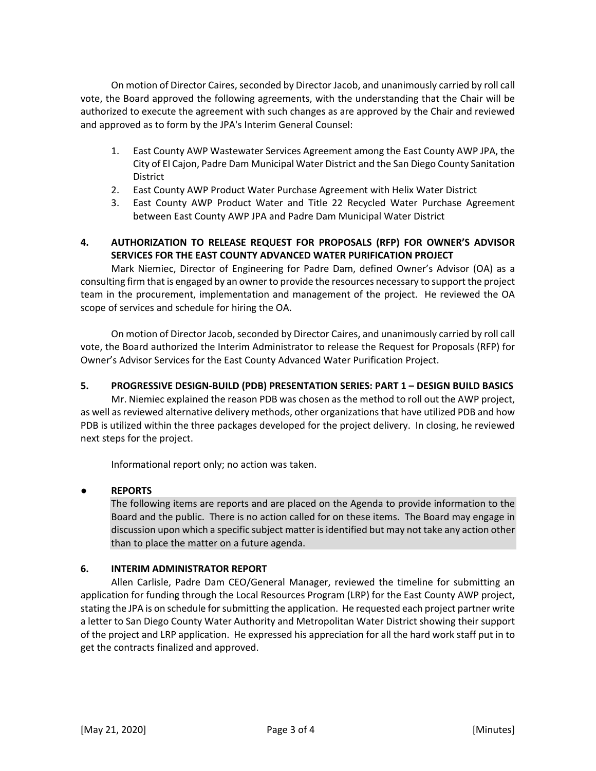On motion of Director Caires, seconded by Director Jacob, and unanimously carried by roll call vote, the Board approved the following agreements, with the understanding that the Chair will be authorized to execute the agreement with such changes as are approved by the Chair and reviewed and approved as to form by the JPA's Interim General Counsel:

1. East County AWP Wastewater Services Agreement among the East County AWP JPA, the City of El Cajon, Padre Dam Municipal Water District and the San Diego County Sanitation District
2. East County AWP Product Water Purchase Agreement with Helix Water District
3. East County AWP Product Water and Title 22 Recycled Water Purchase Agreement between East County AWP JPA and Padre Dam Municipal Water District

**4. AUTHORIZATION TO RELEASE REQUEST FOR PROPOSALS (RFP) FOR OWNER'S ADVISOR SERVICES FOR THE EAST COUNTY ADVANCED WATER PURIFICATION PROJECT**

Mark Niemiec, Director of Engineering for Padre Dam, defined Owner's Advisor (OA) as a consulting firm that is engaged by an owner to provide the resources necessary to support the project team in the procurement, implementation and management of the project. He reviewed the OA scope of services and schedule for hiring the OA.

On motion of Director Jacob, seconded by Director Caires, and unanimously carried by roll call vote, the Board authorized the Interim Administrator to release the Request for Proposals (RFP) for Owner's Advisor Services for the East County Advanced Water Purification Project.

**5. PROGRESSIVE DESIGN-BUILD (PDB) PRESENTATION SERIES: PART 1 – DESIGN BUILD BASICS**

Mr. Niemiec explained the reason PDB was chosen as the method to roll out the AWP project, as well as reviewed alternative delivery methods, other organizations that have utilized PDB and how PDB is utilized within the three packages developed for the project delivery. In closing, he reviewed next steps for the project.

Informational report only; no action was taken.

**● REPORTS**

The following items are reports and are placed on the Agenda to provide information to the Board and the public. There is no action called for on these items. The Board may engage in discussion upon which a specific subject matter is identified but may not take any action other than to place the matter on a future agenda.

**6. INTERIM ADMINISTRATOR REPORT**

Allen Carlisle, Padre Dam CEO/General Manager, reviewed the timeline for submitting an application for funding through the Local Resources Program (LRP) for the East County AWP project, stating the JPA is on schedule for submitting the application. He requested each project partner write a letter to San Diego County Water Authority and Metropolitan Water District showing their support of the project and LRP application. He expressed his appreciation for all the hard work staff put in to get the contracts finalized and approved.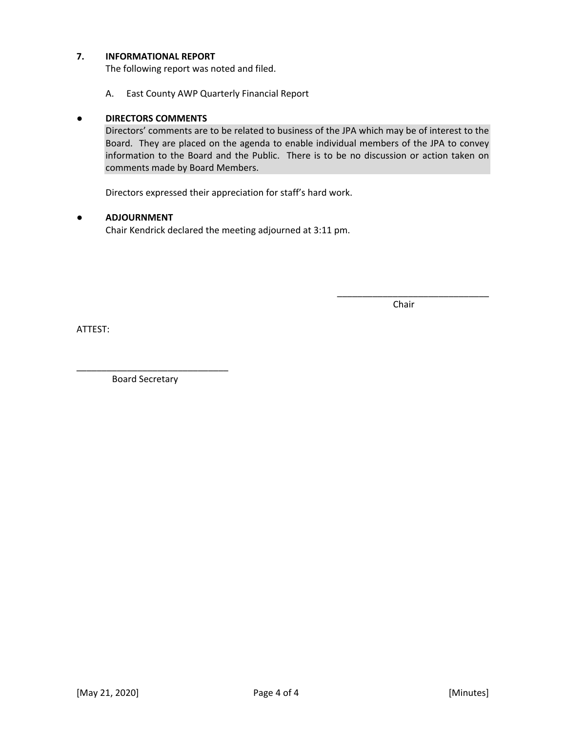**7. INFORMATIONAL REPORT**

The following report was noted and filed.

A. East County AWP Quarterly Financial Report

- **DIRECTORS COMMENTS**

Directors' comments are to be related to business of the JPA which may be of interest to the Board. They are placed on the agenda to enable individual members of the JPA to convey information to the Board and the Public. There is to be no discussion or action taken on comments made by Board Members.

Directors expressed their appreciation for staff's hard work.

- **ADJOURNMENT**

Chair Kendrick declared the meeting adjourned at 3:11 pm.

______________________________
Chair

ATTEST:

______________________________
Board Secretary